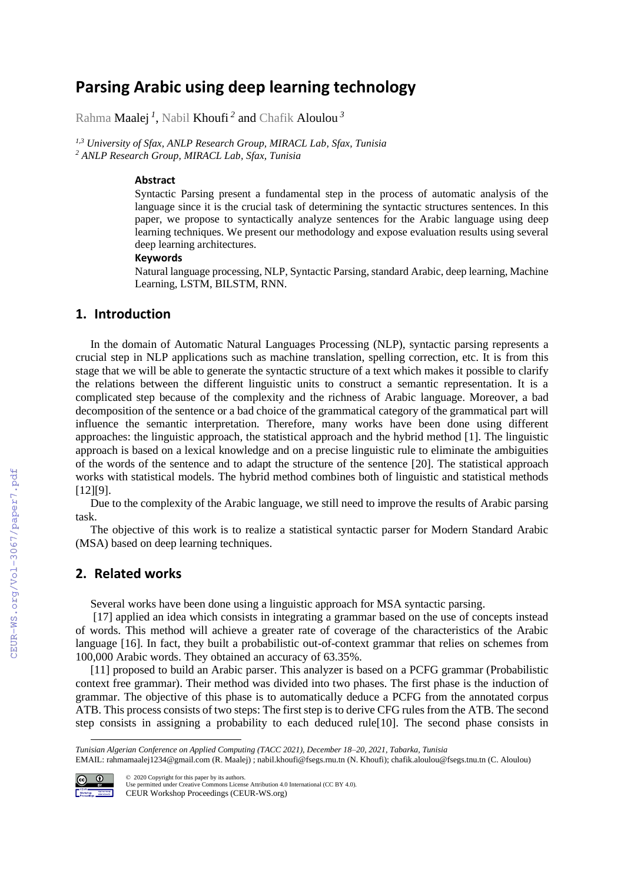# Parsing Arabic using deep learning technology

Rahma Maalej [1], Nabil Khoufi [2] and Chafik Aloulou [3]

[1,3] *University of Sfax, ANLP Research Group, MIRACL Lab, Sfax, Tunisia*
[2] *ANLP Research Group, MIRACL Lab, Sfax, Tunisia*

### Abstract

Syntactic Parsing present a fundamental step in the process of automatic analysis of the language since it is the crucial task of determining the syntactic structures sentences. In this paper, we propose to syntactically analyze sentences for the Arabic language using deep learning techniques. We present our methodology and expose evaluation results using several deep learning architectures.

### Keywords

Natural language processing, NLP, Syntactic Parsing, standard Arabic, deep learning, Machine Learning, LSTM, BILSTM, RNN.

## 1. Introduction

In the domain of Automatic Natural Languages Processing (NLP), syntactic parsing represents a crucial step in NLP applications such as machine translation, spelling correction, etc. It is from this stage that we will be able to generate the syntactic structure of a text which makes it possible to clarify the relations between the different linguistic units to construct a semantic representation. It is a complicated step because of the complexity and the richness of Arabic language. Moreover, a bad decomposition of the sentence or a bad choice of the grammatical category of the grammatical part will influence the semantic interpretation. Therefore, many works have been done using different approaches: the linguistic approach, the statistical approach and the hybrid method [1]. The linguistic approach is based on a lexical knowledge and on a precise linguistic rule to eliminate the ambiguities of the words of the sentence and to adapt the structure of the sentence [20]. The statistical approach works with statistical models. The hybrid method combines both of linguistic and statistical methods [12][9].

Due to the complexity of the Arabic language, we still need to improve the results of Arabic parsing task.

The objective of this work is to realize a statistical syntactic parser for Modern Standard Arabic (MSA) based on deep learning techniques.

## 2. Related works

Several works have been done using a linguistic approach for MSA syntactic parsing.

[17] applied an idea which consists in integrating a grammar based on the use of concepts instead of words. This method will achieve a greater rate of coverage of the characteristics of the Arabic language [16]. In fact, they built a probabilistic out-of-context grammar that relies on schemes from 100,000 Arabic words. They obtained an accuracy of 63.35%.

[11] proposed to build an Arabic parser. This analyzer is based on a PCFG grammar (Probabilistic context free grammar). Their method was divided into two phases. The first phase is the induction of grammar. The objective of this phase is to automatically deduce a PCFG from the annotated corpus ATB. This process consists of two steps: The first step is to derive CFG rules from the ATB. The second step consists in assigning a probability to each deduced rule[10]. The second phase consists in

---

*Tunisian Algerian Conference on Applied Computing (TACC 2021), December 18–20, 2021, Tabarka, Tunisia*
EMAIL: rahmamaalej1234@gmail.com (R. Maalej) ; nabil.khoufi@fsegs.rnu.tn (N. Khoufi); chafik.aloulou@fsegs.tnu.tn (C. Aloulou)

© 2020 Copyright for this paper by its authors.
Use permitted under Creative Commons License Attribution 4.0 International (CC BY 4.0).
CEUR Workshop Proceedings (CEUR-WS.org)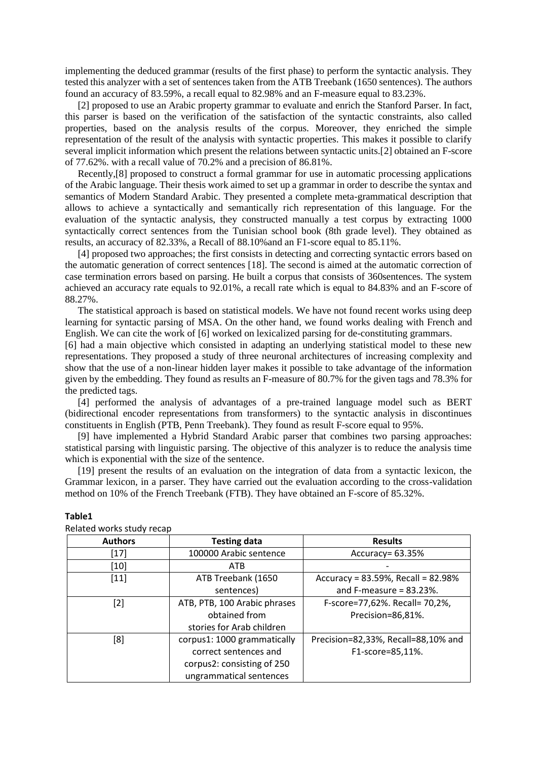implementing the deduced grammar (results of the first phase) to perform the syntactic analysis. They tested this analyzer with a set of sentences taken from the ATB Treebank (1650 sentences). The authors found an accuracy of 83.59%, a recall equal to 82.98% and an F-measure equal to 83.23%.

[2] proposed to use an Arabic property grammar to evaluate and enrich the Stanford Parser. In fact, this parser is based on the verification of the satisfaction of the syntactic constraints, also called properties, based on the analysis results of the corpus. Moreover, they enriched the simple representation of the result of the analysis with syntactic properties. This makes it possible to clarify several implicit information which present the relations between syntactic units.[2] obtained an F-score of 77.62%. with a recall value of 70.2% and a precision of 86.81%.

Recently,[8] proposed to construct a formal grammar for use in automatic processing applications of the Arabic language. Their thesis work aimed to set up a grammar in order to describe the syntax and semantics of Modern Standard Arabic. They presented a complete meta-grammatical description that allows to achieve a syntactically and semantically rich representation of this language. For the evaluation of the syntactic analysis, they constructed manually a test corpus by extracting 1000 syntactically correct sentences from the Tunisian school book (8th grade level). They obtained as results, an accuracy of 82.33%, a Recall of 88.10%and an F1-score equal to 85.11%.

[4] proposed two approaches; the first consists in detecting and correcting syntactic errors based on the automatic generation of correct sentences [18]. The second is aimed at the automatic correction of case termination errors based on parsing. He built a corpus that consists of 360sentences. The system achieved an accuracy rate equals to 92.01%, a recall rate which is equal to 84.83% and an F-score of 88.27%.

The statistical approach is based on statistical models. We have not found recent works using deep learning for syntactic parsing of MSA. On the other hand, we found works dealing with French and English. We can cite the work of [6] worked on lexicalized parsing for de-constituting grammars.

[6] had a main objective which consisted in adapting an underlying statistical model to these new representations. They proposed a study of three neuronal architectures of increasing complexity and show that the use of a non-linear hidden layer makes it possible to take advantage of the information given by the embedding. They found as results an F-measure of 80.7% for the given tags and 78.3% for the predicted tags.

[4] performed the analysis of advantages of a pre-trained language model such as BERT (bidirectional encoder representations from transformers) to the syntactic analysis in discontinues constituents in English (PTB, Penn Treebank). They found as result F-score equal to 95%.

[9] have implemented a Hybrid Standard Arabic parser that combines two parsing approaches: statistical parsing with linguistic parsing. The objective of this analyzer is to reduce the analysis time which is exponential with the size of the sentence.

[19] present the results of an evaluation on the integration of data from a syntactic lexicon, the Grammar lexicon, in a parser. They have carried out the evaluation according to the cross-validation method on 10% of the French Treebank (FTB). They have obtained an F-score of 85.32%.

**Table1**

Related works study recap

| Authors | Testing data | Results |
|---|---|---|
| [17] | 100000 Arabic sentence | Accuracy= 63.35% |
| [10] | ATB | - |
| [11] | ATB Treebank (1650 sentences) | Accuracy = 83.59%, Recall = 82.98% and F-measure = 83.23%. |
| [2] | ATB, PTB, 100 Arabic phrases obtained from stories for Arab children | F-score=77,62%. Recall= 70,2%, Precision=86,81%. |
| [8] | corpus1: 1000 grammatically correct sentences and corpus2: consisting of 250 ungrammatical sentences | Precision=82,33%, Recall=88,10% and F1-score=85,11%. |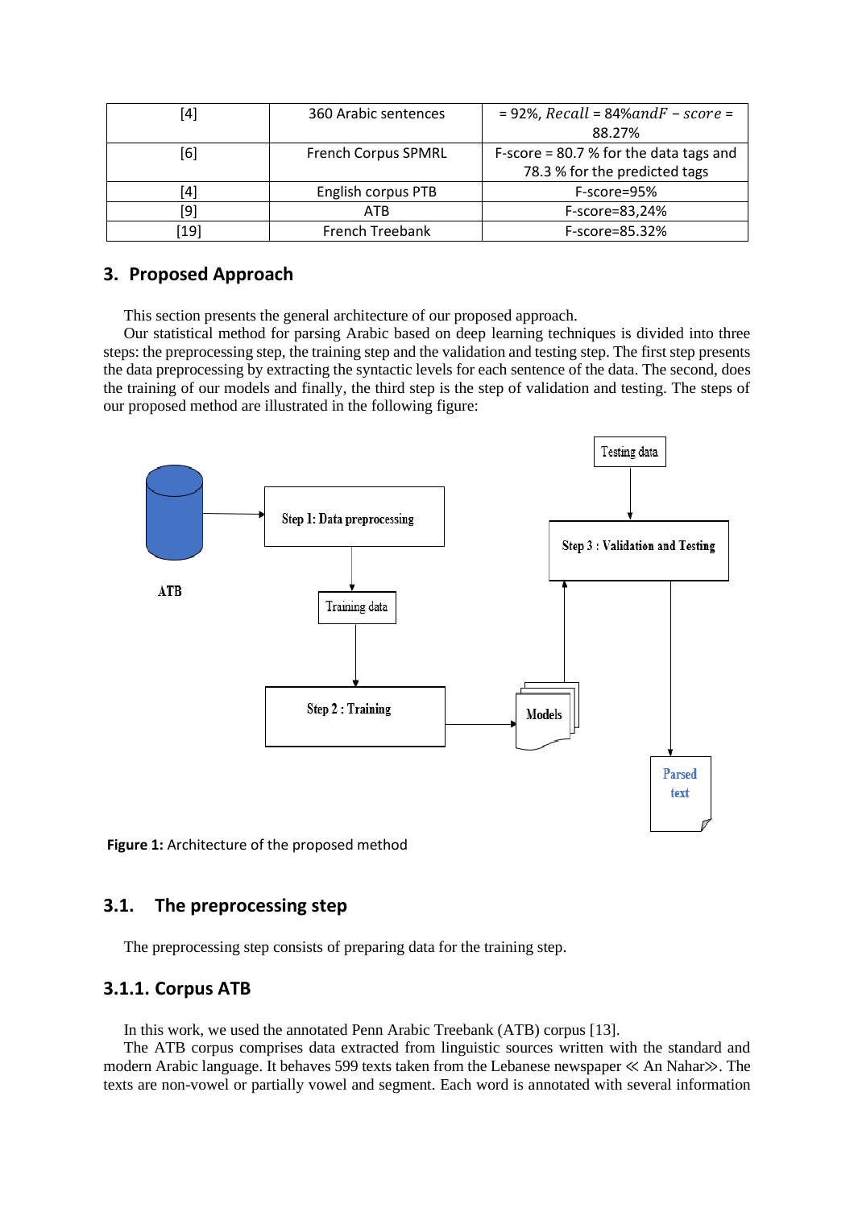| [4] | 360 Arabic sentences | = 92%, $Recall$ = 84%$andF - score$ = 88.27% |
|---|---|---|
| [6] | French Corpus SPMRL | F-score = 80.7 % for the data tags and 78.3 % for the predicted tags |
| [4] | English corpus PTB | F-score=95% |
| [9] | ATB | F-score=83,24% |
| [19] | French Treebank | F-score=85.32% |

## 3. Proposed Approach

This section presents the general architecture of our proposed approach.

Our statistical method for parsing Arabic based on deep learning techniques is divided into three steps: the preprocessing step, the training step and the validation and testing step. The first step presents the data preprocessing by extracting the syntactic levels for each sentence of the data. The second, does the training of our models and finally, the third step is the step of validation and testing. The steps of our proposed method are illustrated in the following figure:

ATB

Step 1: Data preprocessing

Training data

Step 2 : Training

Models

Testing data

Step 3 : Validation and Testing

Parsed text

**Figure 1:** Architecture of the proposed method

### 3.1. The preprocessing step

The preprocessing step consists of preparing data for the training step.

### 3.1.1. Corpus ATB

In this work, we used the annotated Penn Arabic Treebank (ATB) corpus [13].

The ATB corpus comprises data extracted from linguistic sources written with the standard and modern Arabic language. It behaves 599 texts taken from the Lebanese newspaper ≪ An Nahar≫. The texts are non-vowel or partially vowel and segment. Each word is annotated with several information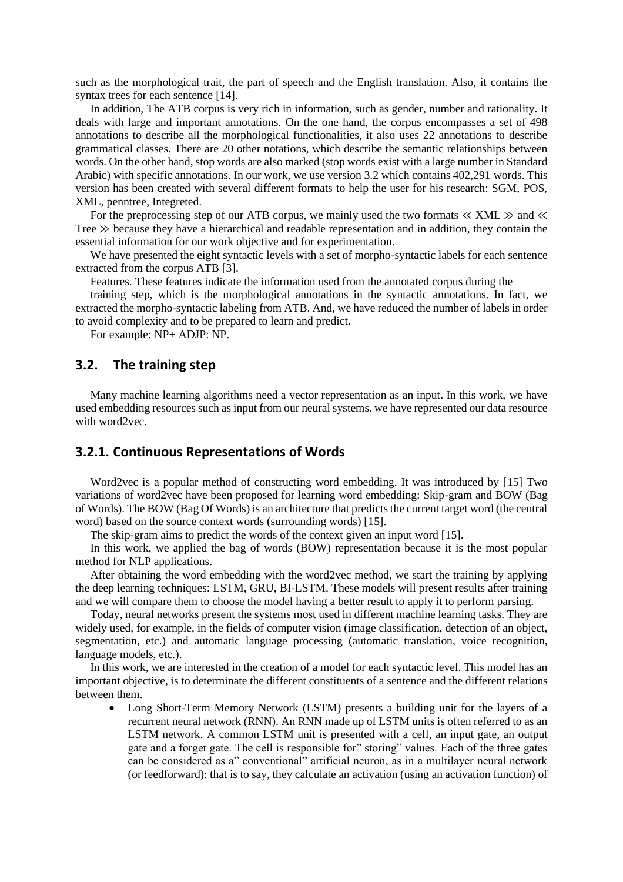such as the morphological trait, the part of speech and the English translation. Also, it contains the syntax trees for each sentence [14].

In addition, The ATB corpus is very rich in information, such as gender, number and rationality. It deals with large and important annotations. On the one hand, the corpus encompasses a set of 498 annotations to describe all the morphological functionalities, it also uses 22 annotations to describe grammatical classes. There are 20 other notations, which describe the semantic relationships between words. On the other hand, stop words are also marked (stop words exist with a large number in Standard Arabic) with specific annotations. In our work, we use version 3.2 which contains 402,291 words. This version has been created with several different formats to help the user for his research: SGM, POS, XML, penntree, Integreted.

For the preprocessing step of our ATB corpus, we mainly used the two formats ≪ XML ≫ and ≪ Tree ≫ because they have a hierarchical and readable representation and in addition, they contain the essential information for our work objective and for experimentation.

We have presented the eight syntactic levels with a set of morpho-syntactic labels for each sentence extracted from the corpus ATB [3].

Features. These features indicate the information used from the annotated corpus during the

training step, which is the morphological annotations in the syntactic annotations. In fact, we extracted the morpho-syntactic labeling from ATB. And, we have reduced the number of labels in order to avoid complexity and to be prepared to learn and predict.

For example: NP+ ADJP: NP.

## 3.2. The training step

Many machine learning algorithms need a vector representation as an input. In this work, we have used embedding resources such as input from our neural systems. we have represented our data resource with word2vec.

### 3.2.1. Continuous Representations of Words

Word2vec is a popular method of constructing word embedding. It was introduced by [15] Two variations of word2vec have been proposed for learning word embedding: Skip-gram and BOW (Bag of Words). The BOW (Bag Of Words) is an architecture that predicts the current target word (the central word) based on the source context words (surrounding words) [15].

The skip-gram aims to predict the words of the context given an input word [15].

In this work, we applied the bag of words (BOW) representation because it is the most popular method for NLP applications.

After obtaining the word embedding with the word2vec method, we start the training by applying the deep learning techniques: LSTM, GRU, BI-LSTM. These models will present results after training and we will compare them to choose the model having a better result to apply it to perform parsing.

Today, neural networks present the systems most used in different machine learning tasks. They are widely used, for example, in the fields of computer vision (image classification, detection of an object, segmentation, etc.) and automatic language processing (automatic translation, voice recognition, language models, etc.).

In this work, we are interested in the creation of a model for each syntactic level. This model has an important objective, is to determinate the different constituents of a sentence and the different relations between them.

- Long Short-Term Memory Network (LSTM) presents a building unit for the layers of a recurrent neural network (RNN). An RNN made up of LSTM units is often referred to as an LSTM network. A common LSTM unit is presented with a cell, an input gate, an output gate and a forget gate. The cell is responsible for" storing" values. Each of the three gates can be considered as a" conventional" artificial neuron, as in a multilayer neural network (or feedforward): that is to say, they calculate an activation (using an activation function) of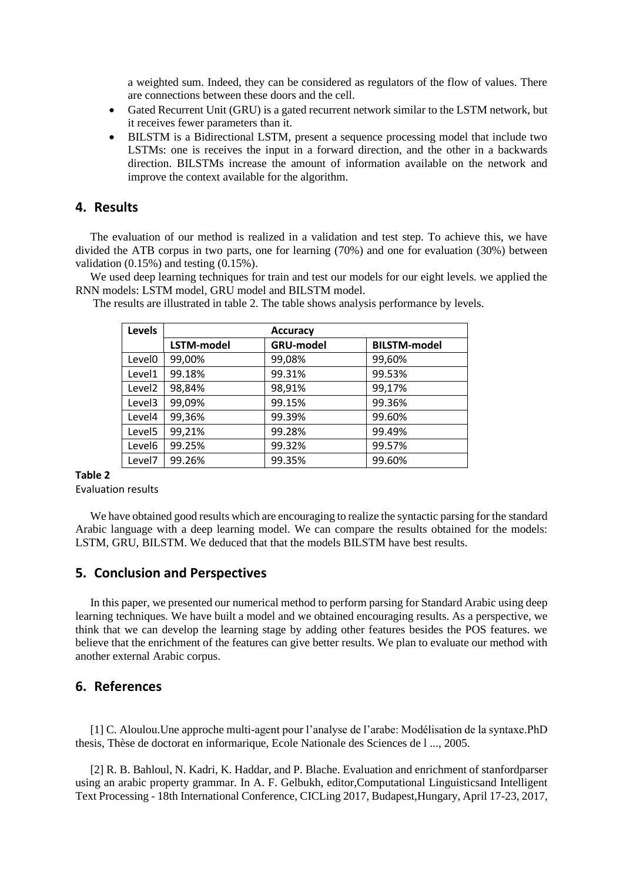a weighted sum. Indeed, they can be considered as regulators of the flow of values. There are connections between these doors and the cell.

- Gated Recurrent Unit (GRU) is a gated recurrent network similar to the LSTM network, but it receives fewer parameters than it.
- BILSTM is a Bidirectional LSTM, present a sequence processing model that include two LSTMs: one is receives the input in a forward direction, and the other in a backwards direction. BILSTMs increase the amount of information available on the network and improve the context available for the algorithm.

## 4. Results

The evaluation of our method is realized in a validation and test step. To achieve this, we have divided the ATB corpus in two parts, one for learning (70%) and one for evaluation (30%) between validation (0.15%) and testing (0.15%).

We used deep learning techniques for train and test our models for our eight levels. we applied the RNN models: LSTM model, GRU model and BILSTM model.

The results are illustrated in table 2. The table shows analysis performance by levels.

| Levels | Accuracy | | |
|---|---|---|---|
| | LSTM-model | GRU-model | BILSTM-model |
| Level0 | 99,00% | 99,08% | 99,60% |
| Level1 | 99.18% | 99.31% | 99.53% |
| Level2 | 98,84% | 98,91% | 99,17% |
| Level3 | 99,09% | 99.15% | 99.36% |
| Level4 | 99,36% | 99.39% | 99.60% |
| Level5 | 99,21% | 99.28% | 99.49% |
| Level6 | 99.25% | 99.32% | 99.57% |
| Level7 | 99.26% | 99.35% | 99.60% |

**Table 2**
Evaluation results

We have obtained good results which are encouraging to realize the syntactic parsing for the standard Arabic language with a deep learning model. We can compare the results obtained for the models: LSTM, GRU, BILSTM. We deduced that that the models BILSTM have best results.

## 5. Conclusion and Perspectives

In this paper, we presented our numerical method to perform parsing for Standard Arabic using deep learning techniques. We have built a model and we obtained encouraging results. As a perspective, we think that we can develop the learning stage by adding other features besides the POS features. we believe that the enrichment of the features can give better results. We plan to evaluate our method with another external Arabic corpus.

## 6. References

[1] C. Aloulou.Une approche multi-agent pour l'analyse de l'arabe: Modélisation de la syntaxe.PhD thesis, Thèse de doctorat en informarique, Ecole Nationale des Sciences de l ..., 2005.

[2] R. B. Bahloul, N. Kadri, K. Haddar, and P. Blache. Evaluation and enrichment of stanfordparser using an arabic property grammar. In A. F. Gelbukh, editor,Computational Linguisticsand Intelligent Text Processing - 18th International Conference, CICLing 2017, Budapest,Hungary, April 17-23, 2017,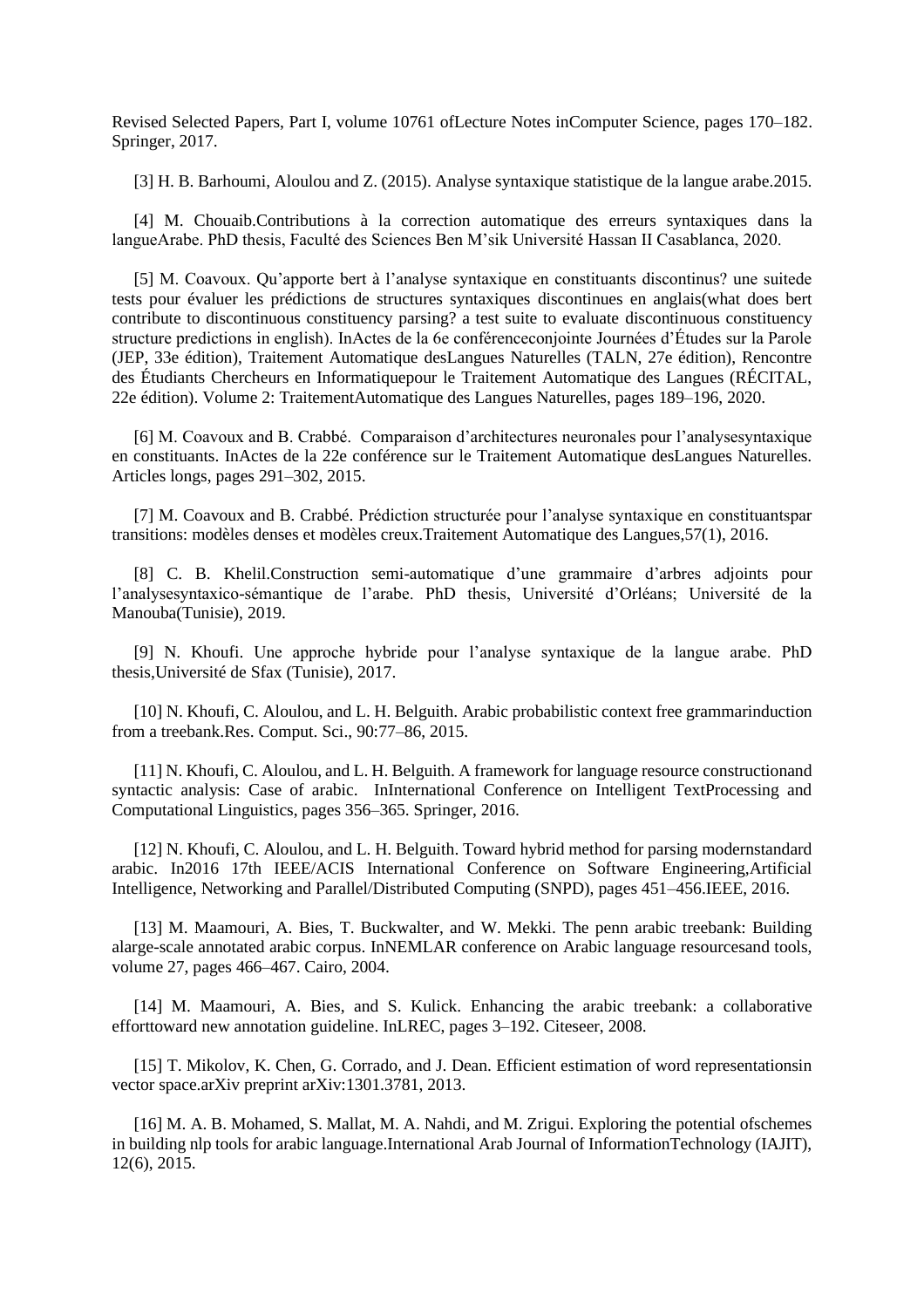Revised Selected Papers, Part I, volume 10761 ofLecture Notes inComputer Science, pages 170–182. Springer, 2017.

[3] H. B. Barhoumi, Aloulou and Z. (2015). Analyse syntaxique statistique de la langue arabe.2015.

[4] M. Chouaib.Contributions à la correction automatique des erreurs syntaxiques dans la langueArabe. PhD thesis, Faculté des Sciences Ben M'sik Université Hassan II Casablanca, 2020.

[5] M. Coavoux. Qu'apporte bert à l'analyse syntaxique en constituants discontinus? une suitede tests pour évaluer les prédictions de structures syntaxiques discontinues en anglais(what does bert contribute to discontinuous constituency parsing? a test suite to evaluate discontinuous constituency structure predictions in english). InActes de la 6e conférenceconjointe Journées d'Études sur la Parole (JEP, 33e édition), Traitement Automatique desLangues Naturelles (TALN, 27e édition), Rencontre des Étudiants Chercheurs en Informatiquepour le Traitement Automatique des Langues (RÉCITAL, 22e édition). Volume 2: TraitementAutomatique des Langues Naturelles, pages 189–196, 2020.

[6] M. Coavoux and B. Crabbé. Comparaison d'architectures neuronales pour l'analysesyntaxique en constituants. InActes de la 22e conférence sur le Traitement Automatique desLangues Naturelles. Articles longs, pages 291–302, 2015.

[7] M. Coavoux and B. Crabbé. Prédiction structurée pour l'analyse syntaxique en constituantspar transitions: modèles denses et modèles creux.Traitement Automatique des Langues,57(1), 2016.

[8] C. B. Khelil.Construction semi-automatique d'une grammaire d'arbres adjoints pour l'analysesyntaxico-sémantique de l'arabe. PhD thesis, Université d'Orléans; Université de la Manouba(Tunisie), 2019.

[9] N. Khoufi. Une approche hybride pour l'analyse syntaxique de la langue arabe. PhD thesis,Université de Sfax (Tunisie), 2017.

[10] N. Khoufi, C. Aloulou, and L. H. Belguith. Arabic probabilistic context free grammarinduction from a treebank.Res. Comput. Sci., 90:77–86, 2015.

[11] N. Khoufi, C. Aloulou, and L. H. Belguith. A framework for language resource constructionand syntactic analysis: Case of arabic. InInternational Conference on Intelligent TextProcessing and Computational Linguistics, pages 356–365. Springer, 2016.

[12] N. Khoufi, C. Aloulou, and L. H. Belguith. Toward hybrid method for parsing modernstandard arabic. In2016 17th IEEE/ACIS International Conference on Software Engineering,Artificial Intelligence, Networking and Parallel/Distributed Computing (SNPD), pages 451–456.IEEE, 2016.

[13] M. Maamouri, A. Bies, T. Buckwalter, and W. Mekki. The penn arabic treebank: Building alarge-scale annotated arabic corpus. InNEMLAR conference on Arabic language resourcesand tools, volume 27, pages 466–467. Cairo, 2004.

[14] M. Maamouri, A. Bies, and S. Kulick. Enhancing the arabic treebank: a collaborative efforttoward new annotation guideline. InLREC, pages 3–192. Citeseer, 2008.

[15] T. Mikolov, K. Chen, G. Corrado, and J. Dean. Efficient estimation of word representationsin vector space.arXiv preprint arXiv:1301.3781, 2013.

[16] M. A. B. Mohamed, S. Mallat, M. A. Nahdi, and M. Zrigui. Exploring the potential ofschemes in building nlp tools for arabic language.International Arab Journal of InformationTechnology (IAJIT), 12(6), 2015.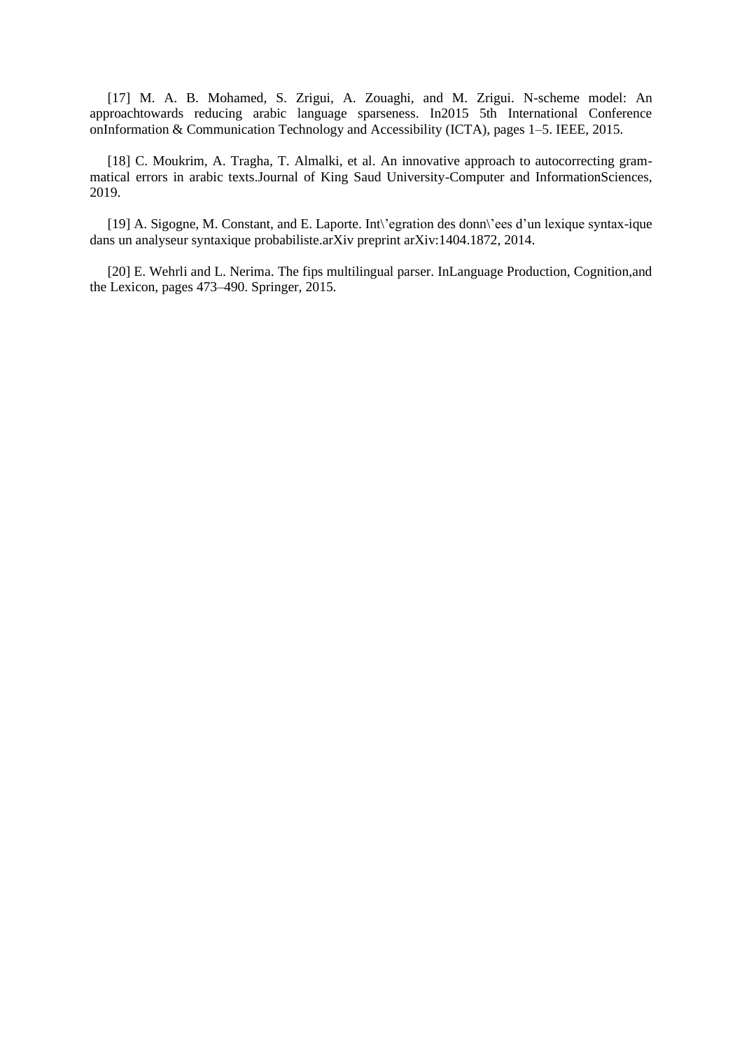[17] M. A. B. Mohamed, S. Zrigui, A. Zouaghi, and M. Zrigui. N-scheme model: An approachtowards reducing arabic language sparseness. In2015 5th International Conference onInformation & Communication Technology and Accessibility (ICTA), pages 1–5. IEEE, 2015.

[18] C. Moukrim, A. Tragha, T. Almalki, et al. An innovative approach to autocorrecting grammatical errors in arabic texts.Journal of King Saud University-Computer and InformationSciences, 2019.

[19] A. Sigogne, M. Constant, and E. Laporte. Int\'egration des donn\'ees d'un lexique syntax-ique dans un analyseur syntaxique probabiliste.arXiv preprint arXiv:1404.1872, 2014.

[20] E. Wehrli and L. Nerima. The fips multilingual parser. InLanguage Production, Cognition,and the Lexicon, pages 473–490. Springer, 2015.